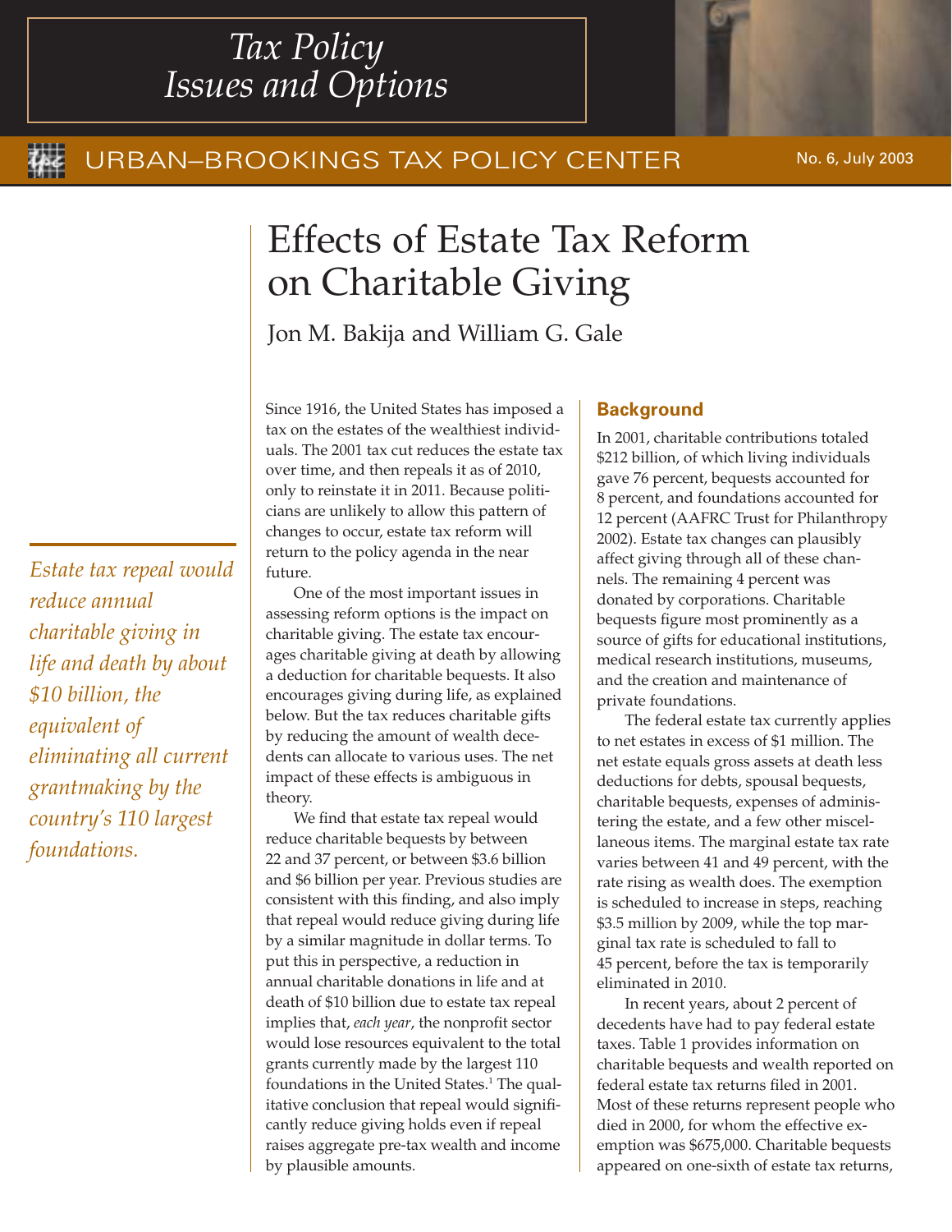# Tax Policy Issues and Options

URBAN–BROOKINGS TAX POLICY CENTER

No. 6, July 2003

# Effects of Estate Tax Reform on Charitable Giving

Jon M. Bakija and William G. Gale

*Estate tax repeal would reduce annual charitable giving in life and death by about $10 billion, the equivalent of eliminating all current grantmaking by the country's 110 largest foundations.*

Since 1916, the United States has imposed a tax on the estates of the wealthiest individuals. The 2001 tax cut reduces the estate tax over time, and then repeals it as of 2010, only to reinstate it in 2011. Because politicians are unlikely to allow this pattern of changes to occur, estate tax reform will return to the policy agenda in the near future.

One of the most important issues in assessing reform options is the impact on charitable giving. The estate tax encourages charitable giving at death by allowing a deduction for charitable bequests. It also encourages giving during life, as explained below. But the tax reduces charitable gifts by reducing the amount of wealth decedents can allocate to various uses. The net impact of these effects is ambiguous in theory.

We find that estate tax repeal would reduce charitable bequests by between 22 and 37 percent, or between $3.6 billion and $6 billion per year. Previous studies are consistent with this finding, and also imply that repeal would reduce giving during life by a similar magnitude in dollar terms. To put this in perspective, a reduction in annual charitable donations in life and at death of $10 billion due to estate tax repeal implies that, *each year*, the nonprofit sector would lose resources equivalent to the total grants currently made by the largest 110 foundations in the United States.[1] The qualitative conclusion that repeal would significantly reduce giving holds even if repeal raises aggregate pre-tax wealth and income by plausible amounts.

## Background

In 2001, charitable contributions totaled $212 billion, of which living individuals gave 76 percent, bequests accounted for 8 percent, and foundations accounted for 12 percent (AAFRC Trust for Philanthropy 2002). Estate tax changes can plausibly affect giving through all of these channels. The remaining 4 percent was donated by corporations. Charitable bequests figure most prominently as a source of gifts for educational institutions, medical research institutions, museums, and the creation and maintenance of private foundations.

The federal estate tax currently applies to net estates in excess of $1 million. The net estate equals gross assets at death less deductions for debts, spousal bequests, charitable bequests, expenses of administering the estate, and a few other miscellaneous items. The marginal estate tax rate varies between 41 and 49 percent, with the rate rising as wealth does. The exemption is scheduled to increase in steps, reaching $3.5 million by 2009, while the top marginal tax rate is scheduled to fall to 45 percent, before the tax is temporarily eliminated in 2010.

In recent years, about 2 percent of decedents have had to pay federal estate taxes. Table 1 provides information on charitable bequests and wealth reported on federal estate tax returns filed in 2001. Most of these returns represent people who died in 2000, for whom the effective exemption was $675,000. Charitable bequests appeared on one-sixth of estate tax returns,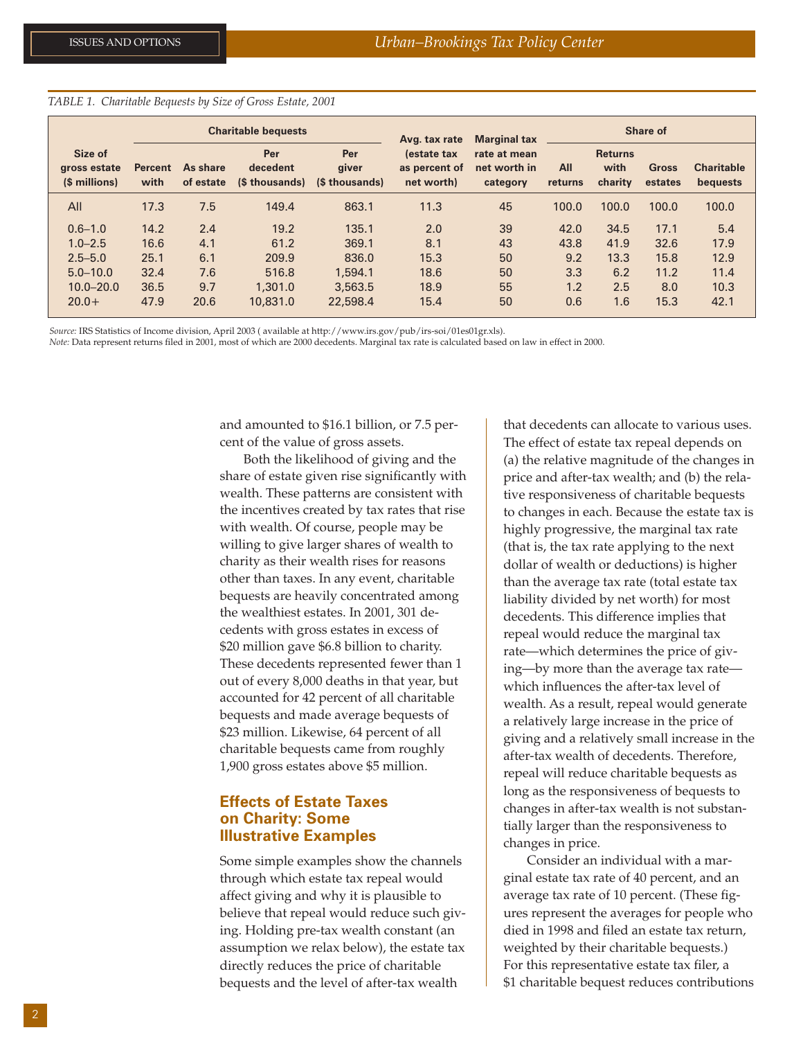*TABLE 1. Charitable Bequests by Size of Gross Estate, 2001*

| Size of gross estate ($ millions) | Charitable bequests | | | | Avg. tax rate (estate tax as percent of net worth) | Marginal tax rate at mean net worth in category | Share of | | | |
|---|---|---|---|---|---|---|---|---|---|---|
| | Percent with | As share of estate | Per decedent ($ thousands) | Per giver ($ thousands) | | | All returns | Returns with charity | Gross estates | Charitable bequests |
| All | 17.3 | 7.5 | 149.4 | 863.1 | 11.3 | 45 | 100.0 | 100.0 | 100.0 | 100.0 |
| 0.6–1.0 | 14.2 | 2.4 | 19.2 | 135.1 | 2.0 | 39 | 42.0 | 34.5 | 17.1 | 5.4 |
| 1.0–2.5 | 16.6 | 4.1 | 61.2 | 369.1 | 8.1 | 43 | 43.8 | 41.9 | 32.6 | 17.9 |
| 2.5–5.0 | 25.1 | 6.1 | 209.9 | 836.0 | 15.3 | 50 | 9.2 | 13.3 | 15.8 | 12.9 |
| 5.0–10.0 | 32.4 | 7.6 | 516.8 | 1,594.1 | 18.6 | 50 | 3.3 | 6.2 | 11.2 | 11.4 |
| 10.0–20.0 | 36.5 | 9.7 | 1,301.0 | 3,563.5 | 18.9 | 55 | 1.2 | 2.5 | 8.0 | 10.3 |
| 20.0+ | 47.9 | 20.6 | 10,831.0 | 22,598.4 | 15.4 | 50 | 0.6 | 1.6 | 15.3 | 42.1 |

*Source:* IRS Statistics of Income division, April 2003 ( available at http://www.irs.gov/pub/irs-soi/01es01gr.xls).
*Note:* Data represent returns filed in 2001, most of which are 2000 decedents. Marginal tax rate is calculated based on law in effect in 2000.

and amounted to $16.1 billion, or 7.5 percent of the value of gross assets.

Both the likelihood of giving and the share of estate given rise significantly with wealth. These patterns are consistent with the incentives created by tax rates that rise with wealth. Of course, people may be willing to give larger shares of wealth to charity as their wealth rises for reasons other than taxes. In any event, charitable bequests are heavily concentrated among the wealthiest estates. In 2001, 301 decedents with gross estates in excess of $20 million gave $6.8 billion to charity. These decedents represented fewer than 1 out of every 8,000 deaths in that year, but accounted for 42 percent of all charitable bequests and made average bequests of $23 million. Likewise, 64 percent of all charitable bequests came from roughly 1,900 gross estates above $5 million.

## Effects of Estate Taxes on Charity: Some Illustrative Examples

Some simple examples show the channels through which estate tax repeal would affect giving and why it is plausible to believe that repeal would reduce such giving. Holding pre-tax wealth constant (an assumption we relax below), the estate tax directly reduces the price of charitable bequests and the level of after-tax wealth that decedents can allocate to various uses. The effect of estate tax repeal depends on (a) the relative magnitude of the changes in price and after-tax wealth; and (b) the relative responsiveness of charitable bequests to changes in each. Because the estate tax is highly progressive, the marginal tax rate (that is, the tax rate applying to the next dollar of wealth or deductions) is higher than the average tax rate (total estate tax liability divided by net worth) for most decedents. This difference implies that repeal would reduce the marginal tax rate—which determines the price of giving—by more than the average tax rate—which influences the after-tax level of wealth. As a result, repeal would generate a relatively large increase in the price of giving and a relatively small increase in the after-tax wealth of decedents. Therefore, repeal will reduce charitable bequests as long as the responsiveness of bequests to changes in after-tax wealth is not substantially larger than the responsiveness to changes in price.

Consider an individual with a marginal estate tax rate of 40 percent, and an average tax rate of 10 percent. (These figures represent the averages for people who died in 1998 and filed an estate tax return, weighted by their charitable bequests.) For this representative estate tax filer, a $1 charitable bequest reduces contributions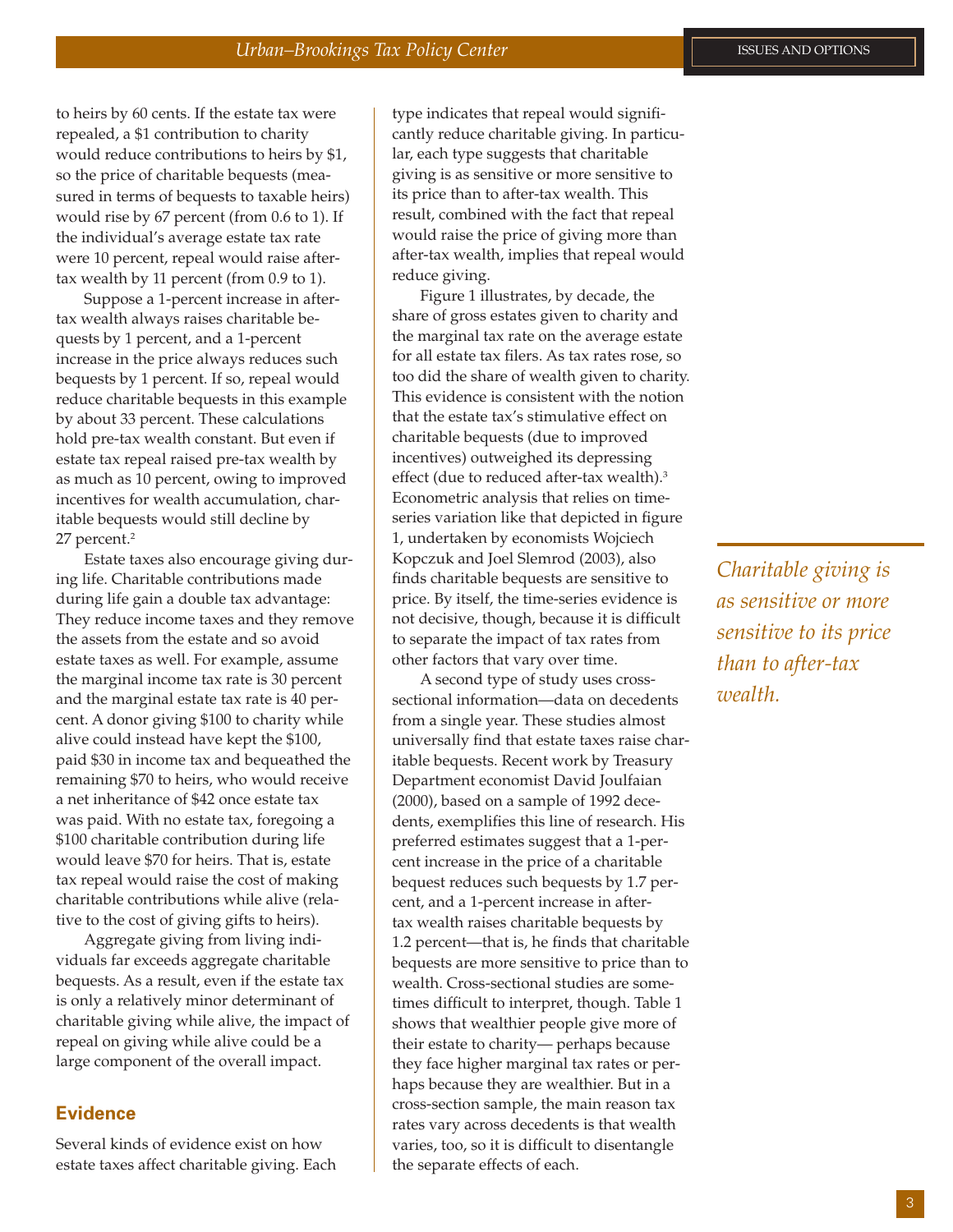to heirs by 60 cents. If the estate tax were repealed, a $1 contribution to charity would reduce contributions to heirs by $1, so the price of charitable bequests (measured in terms of bequests to taxable heirs) would rise by 67 percent (from 0.6 to 1). If the individual's average estate tax rate were 10 percent, repeal would raise after-tax wealth by 11 percent (from 0.9 to 1).

Suppose a 1-percent increase in after-tax wealth always raises charitable bequests by 1 percent, and a 1-percent increase in the price always reduces such bequests by 1 percent. If so, repeal would reduce charitable bequests in this example by about 33 percent. These calculations hold pre-tax wealth constant. But even if estate tax repeal raised pre-tax wealth by as much as 10 percent, owing to improved incentives for wealth accumulation, charitable bequests would still decline by 27 percent.[2]

Estate taxes also encourage giving during life. Charitable contributions made during life gain a double tax advantage: They reduce income taxes and they remove the assets from the estate and so avoid estate taxes as well. For example, assume the marginal income tax rate is 30 percent and the marginal estate tax rate is 40 percent. A donor giving $100 to charity while alive could instead have kept the $100, paid $30 in income tax and bequeathed the remaining $70 to heirs, who would receive a net inheritance of $42 once estate tax was paid. With no estate tax, foregoing a $100 charitable contribution during life would leave $70 for heirs. That is, estate tax repeal would raise the cost of making charitable contributions while alive (relative to the cost of giving gifts to heirs).

Aggregate giving from living individuals far exceeds aggregate charitable bequests. As a result, even if the estate tax is only a relatively minor determinant of charitable giving while alive, the impact of repeal on giving while alive could be a large component of the overall impact.

## Evidence

Several kinds of evidence exist on how estate taxes affect charitable giving. Each type indicates that repeal would significantly reduce charitable giving. In particular, each type suggests that charitable giving is as sensitive or more sensitive to its price than to after-tax wealth. This result, combined with the fact that repeal would raise the price of giving more than after-tax wealth, implies that repeal would reduce giving.

Figure 1 illustrates, by decade, the share of gross estates given to charity and the marginal tax rate on the average estate for all estate tax filers. As tax rates rose, so too did the share of wealth given to charity. This evidence is consistent with the notion that the estate tax's stimulative effect on charitable bequests (due to improved incentives) outweighed its depressing effect (due to reduced after-tax wealth).[3] Econometric analysis that relies on time-series variation like that depicted in figure 1, undertaken by economists Wojciech Kopczuk and Joel Slemrod (2003), also finds charitable bequests are sensitive to price. By itself, the time-series evidence is not decisive, though, because it is difficult to separate the impact of tax rates from other factors that vary over time.

A second type of study uses cross-sectional information—data on decedents from a single year. These studies almost universally find that estate taxes raise charitable bequests. Recent work by Treasury Department economist David Joulfaian (2000), based on a sample of 1992 decedents, exemplifies this line of research. His preferred estimates suggest that a 1-percent increase in the price of a charitable bequest reduces such bequests by 1.7 percent, and a 1-percent increase in after-tax wealth raises charitable bequests by 1.2 percent—that is, he finds that charitable bequests are more sensitive to price than to wealth. Cross-sectional studies are sometimes difficult to interpret, though. Table 1 shows that wealthier people give more of their estate to charity— perhaps because they face higher marginal tax rates or perhaps because they are wealthier. But in a cross-section sample, the main reason tax rates vary across decedents is that wealth varies, too, so it is difficult to disentangle the separate effects of each.

*Charitable giving is as sensitive or more sensitive to its price than to after-tax wealth.*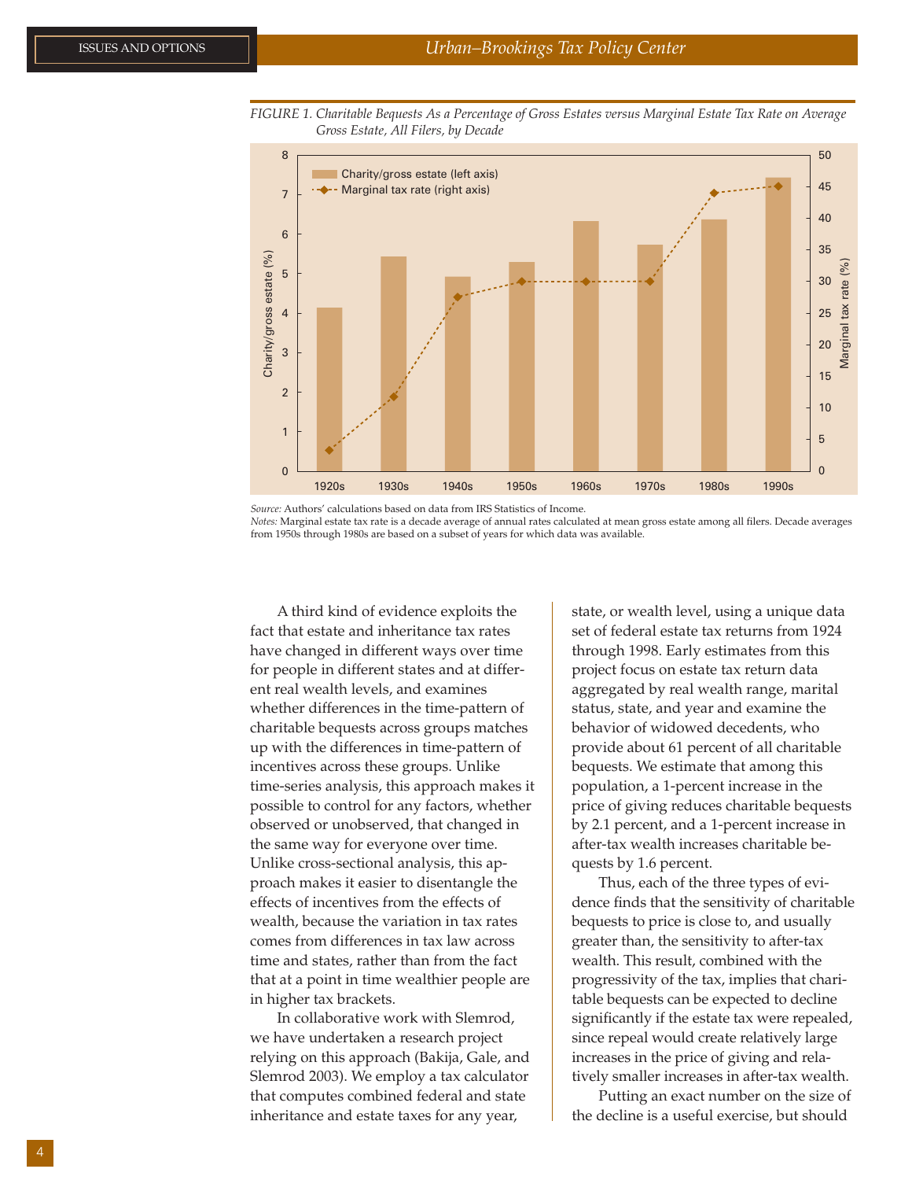*FIGURE 1. Charitable Bequests As a Percentage of Gross Estates versus Marginal Estate Tax Rate on Average Gross Estate, All Filers, by Decade*

*Source:* Authors' calculations based on data from IRS Statistics of Income.
*Notes:* Marginal estate tax rate is a decade average of annual rates calculated at mean gross estate among all filers. Decade averages from 1950s through 1980s are based on a subset of years for which data was available.

A third kind of evidence exploits the fact that estate and inheritance tax rates have changed in different ways over time for people in different states and at different real wealth levels, and examines whether differences in the time-pattern of charitable bequests across groups matches up with the differences in time-pattern of incentives across these groups. Unlike time-series analysis, this approach makes it possible to control for any factors, whether observed or unobserved, that changed in the same way for everyone over time. Unlike cross-sectional analysis, this approach makes it easier to disentangle the effects of incentives from the effects of wealth, because the variation in tax rates comes from differences in tax law across time and states, rather than from the fact that at a point in time wealthier people are in higher tax brackets.

In collaborative work with Slemrod, we have undertaken a research project relying on this approach (Bakija, Gale, and Slemrod 2003). We employ a tax calculator that computes combined federal and state inheritance and estate taxes for any year, state, or wealth level, using a unique data set of federal estate tax returns from 1924 through 1998. Early estimates from this project focus on estate tax return data aggregated by real wealth range, marital status, state, and year and examine the behavior of widowed decedents, who provide about 61 percent of all charitable bequests. We estimate that among this population, a 1-percent increase in the price of giving reduces charitable bequests by 2.1 percent, and a 1-percent increase in after-tax wealth increases charitable bequests by 1.6 percent.

Thus, each of the three types of evidence finds that the sensitivity of charitable bequests to price is close to, and usually greater than, the sensitivity to after-tax wealth. This result, combined with the progressivity of the tax, implies that charitable bequests can be expected to decline significantly if the estate tax were repealed, since repeal would create relatively large increases in the price of giving and relatively smaller increases in after-tax wealth.

Putting an exact number on the size of the decline is a useful exercise, but should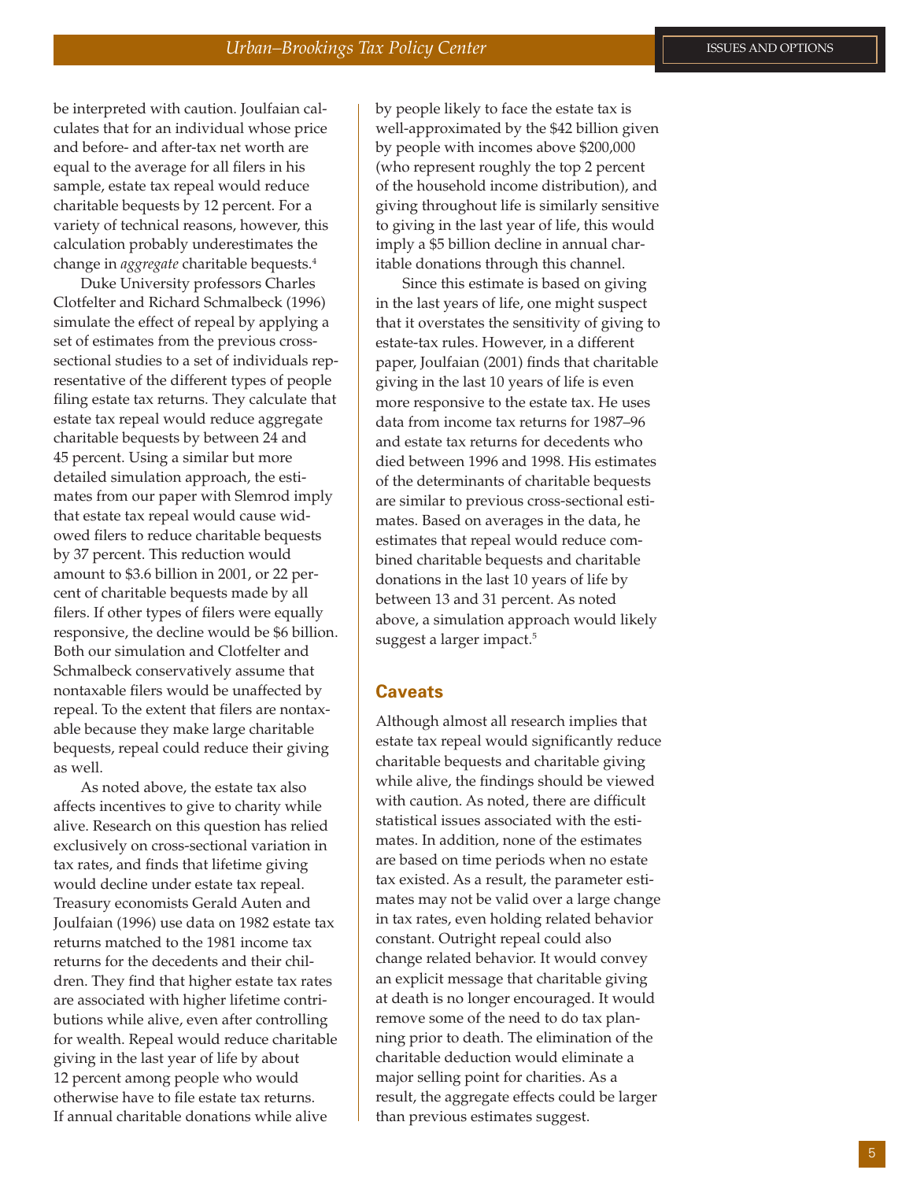be interpreted with caution. Joulfaian calculates that for an individual whose price and before- and after-tax net worth are equal to the average for all filers in his sample, estate tax repeal would reduce charitable bequests by 12 percent. For a variety of technical reasons, however, this calculation probably underestimates the change in *aggregate* charitable bequests.[4]

Duke University professors Charles Clotfelter and Richard Schmalbeck (1996) simulate the effect of repeal by applying a set of estimates from the previous cross-sectional studies to a set of individuals representative of the different types of people filing estate tax returns. They calculate that estate tax repeal would reduce aggregate charitable bequests by between 24 and 45 percent. Using a similar but more detailed simulation approach, the estimates from our paper with Slemrod imply that estate tax repeal would cause widowed filers to reduce charitable bequests by 37 percent. This reduction would amount to $3.6 billion in 2001, or 22 percent of charitable bequests made by all filers. If other types of filers were equally responsive, the decline would be $6 billion. Both our simulation and Clotfelter and Schmalbeck conservatively assume that nontaxable filers would be unaffected by repeal. To the extent that filers are nontaxable because they make large charitable bequests, repeal could reduce their giving as well.

As noted above, the estate tax also affects incentives to give to charity while alive. Research on this question has relied exclusively on cross-sectional variation in tax rates, and finds that lifetime giving would decline under estate tax repeal. Treasury economists Gerald Auten and Joulfaian (1996) use data on 1982 estate tax returns matched to the 1981 income tax returns for the decedents and their children. They find that higher estate tax rates are associated with higher lifetime contributions while alive, even after controlling for wealth. Repeal would reduce charitable giving in the last year of life by about 12 percent among people who would otherwise have to file estate tax returns. If annual charitable donations while alive by people likely to face the estate tax is well-approximated by the $42 billion given by people with incomes above $200,000 (who represent roughly the top 2 percent of the household income distribution), and giving throughout life is similarly sensitive to giving in the last year of life, this would imply a $5 billion decline in annual charitable donations through this channel.

Since this estimate is based on giving in the last years of life, one might suspect that it overstates the sensitivity of giving to estate-tax rules. However, in a different paper, Joulfaian (2001) finds that charitable giving in the last 10 years of life is even more responsive to the estate tax. He uses data from income tax returns for 1987–96 and estate tax returns for decedents who died between 1996 and 1998. His estimates of the determinants of charitable bequests are similar to previous cross-sectional estimates. Based on averages in the data, he estimates that repeal would reduce combined charitable bequests and charitable donations in the last 10 years of life by between 13 and 31 percent. As noted above, a simulation approach would likely suggest a larger impact.[5]

## Caveats

Although almost all research implies that estate tax repeal would significantly reduce charitable bequests and charitable giving while alive, the findings should be viewed with caution. As noted, there are difficult statistical issues associated with the estimates. In addition, none of the estimates are based on time periods when no estate tax existed. As a result, the parameter estimates may not be valid over a large change in tax rates, even holding related behavior constant. Outright repeal could also change related behavior. It would convey an explicit message that charitable giving at death is no longer encouraged. It would remove some of the need to do tax planning prior to death. The elimination of the charitable deduction would eliminate a major selling point for charities. As a result, the aggregate effects could be larger than previous estimates suggest.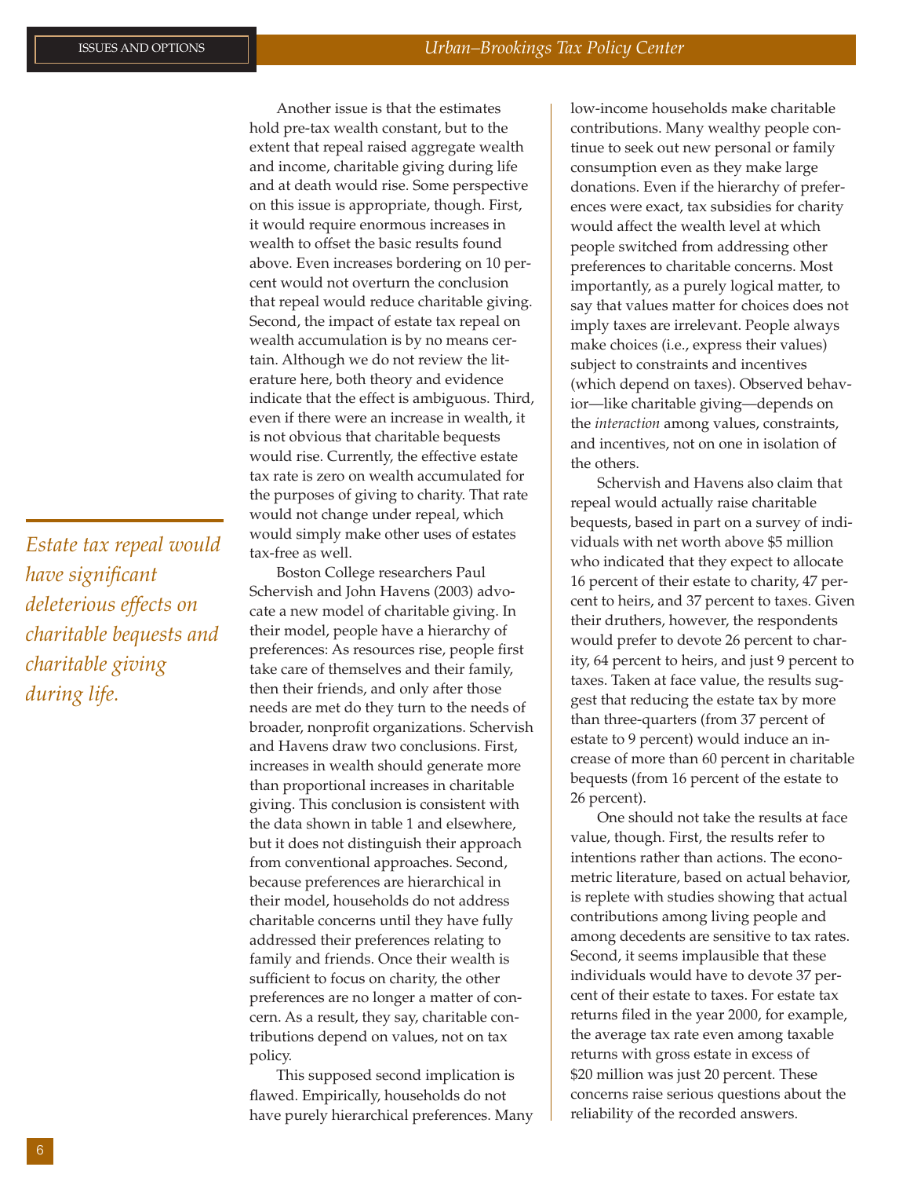Another issue is that the estimates hold pre-tax wealth constant, but to the extent that repeal raised aggregate wealth and income, charitable giving during life and at death would rise. Some perspective on this issue is appropriate, though. First, it would require enormous increases in wealth to offset the basic results found above. Even increases bordering on 10 percent would not overturn the conclusion that repeal would reduce charitable giving. Second, the impact of estate tax repeal on wealth accumulation is by no means certain. Although we do not review the literature here, both theory and evidence indicate that the effect is ambiguous. Third, even if there were an increase in wealth, it is not obvious that charitable bequests would rise. Currently, the effective estate tax rate is zero on wealth accumulated for the purposes of giving to charity. That rate would not change under repeal, which would simply make other uses of estates tax-free as well.

*Estate tax repeal would have significant deleterious effects on charitable bequests and charitable giving during life.*

Boston College researchers Paul Schervish and John Havens (2003) advocate a new model of charitable giving. In their model, people have a hierarchy of preferences: As resources rise, people first take care of themselves and their family, then their friends, and only after those needs are met do they turn to the needs of broader, nonprofit organizations. Schervish and Havens draw two conclusions. First, increases in wealth should generate more than proportional increases in charitable giving. This conclusion is consistent with the data shown in table 1 and elsewhere, but it does not distinguish their approach from conventional approaches. Second, because preferences are hierarchical in their model, households do not address charitable concerns until they have fully addressed their preferences relating to family and friends. Once their wealth is sufficient to focus on charity, the other preferences are no longer a matter of concern. As a result, they say, charitable contributions depend on values, not on tax policy.

This supposed second implication is flawed. Empirically, households do not have purely hierarchical preferences. Many low-income households make charitable contributions. Many wealthy people continue to seek out new personal or family consumption even as they make large donations. Even if the hierarchy of preferences were exact, tax subsidies for charity would affect the wealth level at which people switched from addressing other preferences to charitable concerns. Most importantly, as a purely logical matter, to say that values matter for choices does not imply taxes are irrelevant. People always make choices (i.e., express their values) subject to constraints and incentives (which depend on taxes). Observed behavior—like charitable giving—depends on the *interaction* among values, constraints, and incentives, not on one in isolation of the others.

Schervish and Havens also claim that repeal would actually raise charitable bequests, based in part on a survey of individuals with net worth above $5 million who indicated that they expect to allocate 16 percent of their estate to charity, 47 percent to heirs, and 37 percent to taxes. Given their druthers, however, the respondents would prefer to devote 26 percent to charity, 64 percent to heirs, and just 9 percent to taxes. Taken at face value, the results suggest that reducing the estate tax by more than three-quarters (from 37 percent of estate to 9 percent) would induce an increase of more than 60 percent in charitable bequests (from 16 percent of the estate to 26 percent).

One should not take the results at face value, though. First, the results refer to intentions rather than actions. The econometric literature, based on actual behavior, is replete with studies showing that actual contributions among living people and among decedents are sensitive to tax rates. Second, it seems implausible that these individuals would have to devote 37 percent of their estate to taxes. For estate tax returns filed in the year 2000, for example, the average tax rate even among taxable returns with gross estate in excess of $20 million was just 20 percent. These concerns raise serious questions about the reliability of the recorded answers.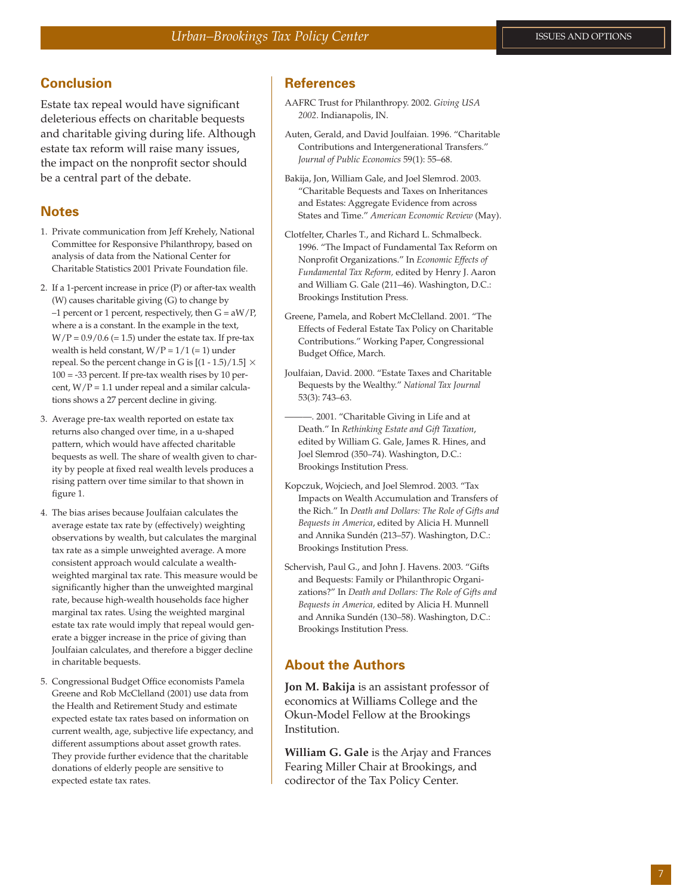## Conclusion

Estate tax repeal would have significant deleterious effects on charitable bequests and charitable giving during life. Although estate tax reform will raise many issues, the impact on the nonprofit sector should be a central part of the debate.

## Notes

1. Private communication from Jeff Krehely, National Committee for Responsive Philanthropy, based on analysis of data from the National Center for Charitable Statistics 2001 Private Foundation file.

2. If a 1-percent increase in price (P) or after-tax wealth (W) causes charitable giving (G) to change by –1 percent or 1 percent, respectively, then $G = aW/P$, where a is a constant. In the example in the text, $W/P = 0.9/0.6$ (= 1.5) under the estate tax. If pre-tax wealth is held constant, $W/P = 1/1$ (= 1) under repeal. So the percent change in G is $[(1 - 1.5)/1.5] \times 100 = -33$ percent. If pre-tax wealth rises by 10 percent, $W/P = 1.1$ under repeal and a similar calculations shows a 27 percent decline in giving.

3. Average pre-tax wealth reported on estate tax returns also changed over time, in a u-shaped pattern, which would have affected charitable bequests as well. The share of wealth given to charity by people at fixed real wealth levels produces a rising pattern over time similar to that shown in figure 1.

4. The bias arises because Joulfaian calculates the average estate tax rate by (effectively) weighting observations by wealth, but calculates the marginal tax rate as a simple unweighted average. A more consistent approach would calculate a wealth-weighted marginal tax rate. This measure would be significantly higher than the unweighted marginal rate, because high-wealth households face higher marginal tax rates. Using the weighted marginal estate tax rate would imply that repeal would generate a bigger increase in the price of giving than Joulfaian calculates, and therefore a bigger decline in charitable bequests.

5. Congressional Budget Office economists Pamela Greene and Rob McClelland (2001) use data from the Health and Retirement Study and estimate expected estate tax rates based on information on current wealth, age, subjective life expectancy, and different assumptions about asset growth rates. They provide further evidence that the charitable donations of elderly people are sensitive to expected estate tax rates.

## References

AAFRC Trust for Philanthropy. 2002. *Giving USA 2002*. Indianapolis, IN.

Auten, Gerald, and David Joulfaian. 1996. "Charitable Contributions and Intergenerational Transfers." *Journal of Public Economics* 59(1): 55–68.

Bakija, Jon, William Gale, and Joel Slemrod. 2003. "Charitable Bequests and Taxes on Inheritances and Estates: Aggregate Evidence from across States and Time." *American Economic Review* (May).

Clotfelter, Charles T., and Richard L. Schmalbeck. 1996. "The Impact of Fundamental Tax Reform on Nonprofit Organizations." In *Economic Effects of Fundamental Tax Reform*, edited by Henry J. Aaron and William G. Gale (211–46). Washington, D.C.: Brookings Institution Press.

Greene, Pamela, and Robert McClelland. 2001. "The Effects of Federal Estate Tax Policy on Charitable Contributions." Working Paper, Congressional Budget Office, March.

Joulfaian, David. 2000. "Estate Taxes and Charitable Bequests by the Wealthy." *National Tax Journal* 53(3): 743–63.

———. 2001. "Charitable Giving in Life and at Death." In *Rethinking Estate and Gift Taxation*, edited by William G. Gale, James R. Hines, and Joel Slemrod (350–74). Washington, D.C.: Brookings Institution Press.

Kopczuk, Wojciech, and Joel Slemrod. 2003. "Tax Impacts on Wealth Accumulation and Transfers of the Rich." In *Death and Dollars: The Role of Gifts and Bequests in America*, edited by Alicia H. Munnell and Annika Sundén (213–57). Washington, D.C.: Brookings Institution Press.

Schervish, Paul G., and John J. Havens. 2003. "Gifts and Bequests: Family or Philanthropic Organizations?" In *Death and Dollars: The Role of Gifts and Bequests in America*, edited by Alicia H. Munnell and Annika Sundén (130–58). Washington, D.C.: Brookings Institution Press.

## About the Authors

**Jon M. Bakija** is an assistant professor of economics at Williams College and the Okun-Model Fellow at the Brookings Institution.

**William G. Gale** is the Arjay and Frances Fearing Miller Chair at Brookings, and codirector of the Tax Policy Center.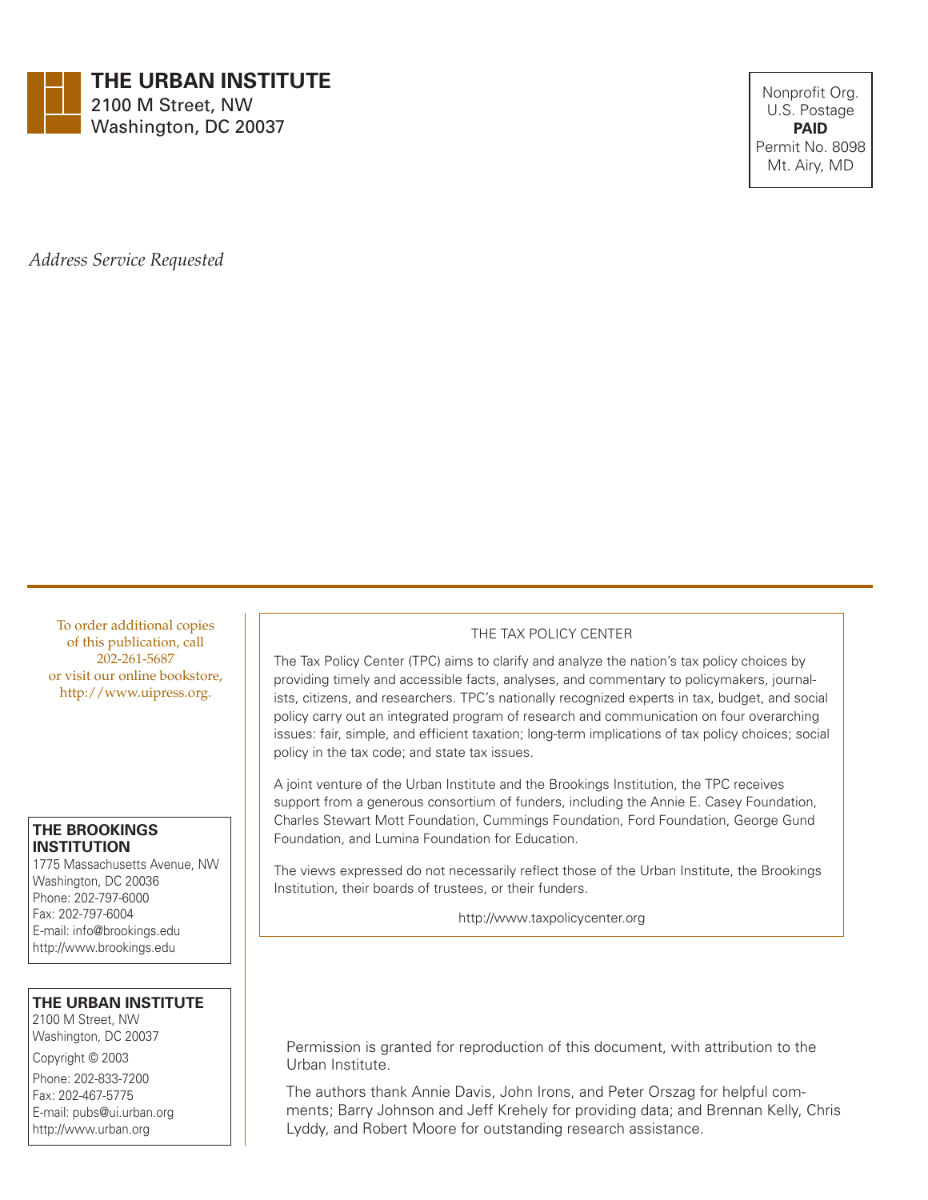**THE URBAN INSTITUTE**
2100 M Street, NW
Washington, DC 20037

Nonprofit Org.
U.S. Postage
**PAID**
Permit No. 8098
Mt. Airy, MD

*Address Service Requested*

To order additional copies of this publication, call 202-261-5687 or visit our online bookstore, http://www.uipress.org.

THE TAX POLICY CENTER

The Tax Policy Center (TPC) aims to clarify and analyze the nation's tax policy choices by providing timely and accessible facts, analyses, and commentary to policymakers, journalists, citizens, and researchers. TPC's nationally recognized experts in tax, budget, and social policy carry out an integrated program of research and communication on four overarching issues: fair, simple, and efficient taxation; long-term implications of tax policy choices; social policy in the tax code; and state tax issues.

A joint venture of the Urban Institute and the Brookings Institution, the TPC receives support from a generous consortium of funders, including the Annie E. Casey Foundation, Charles Stewart Mott Foundation, Cummings Foundation, Ford Foundation, George Gund Foundation, and Lumina Foundation for Education.

The views expressed do not necessarily reflect those of the Urban Institute, the Brookings Institution, their boards of trustees, or their funders.

http://www.taxpolicycenter.org

**THE BROOKINGS INSTITUTION**
1775 Massachusetts Avenue, NW
Washington, DC 20036
Phone: 202-797-6000
Fax: 202-797-6004
E-mail: info@brookings.edu
http://www.brookings.edu

**THE URBAN INSTITUTE**
2100 M Street, NW
Washington, DC 20037
Copyright © 2003
Phone: 202-833-7200
Fax: 202-467-5775
E-mail: pubs@ui.urban.org
http://www.urban.org

Permission is granted for reproduction of this document, with attribution to the Urban Institute.

The authors thank Annie Davis, John Irons, and Peter Orszag for helpful comments; Barry Johnson and Jeff Krehely for providing data; and Brennan Kelly, Chris Lyddy, and Robert Moore for outstanding research assistance.